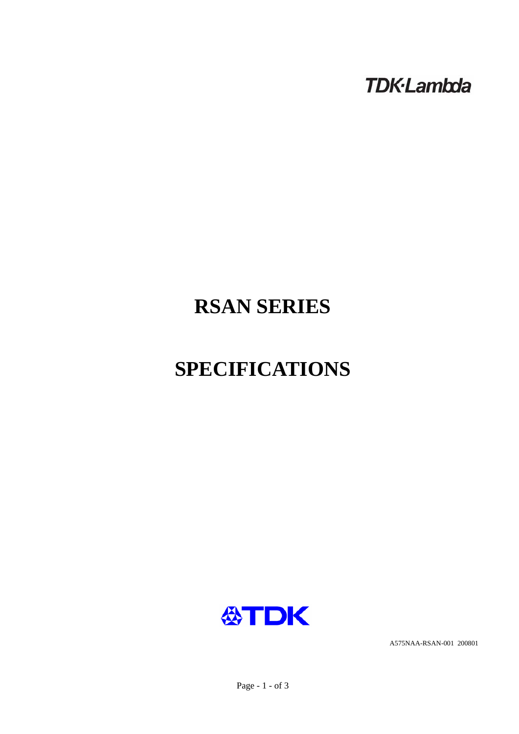TDK·Lambda

# RSAN SERIES

# SPECIFICATIONS

TDK

A575NAA-RSAN-001 200801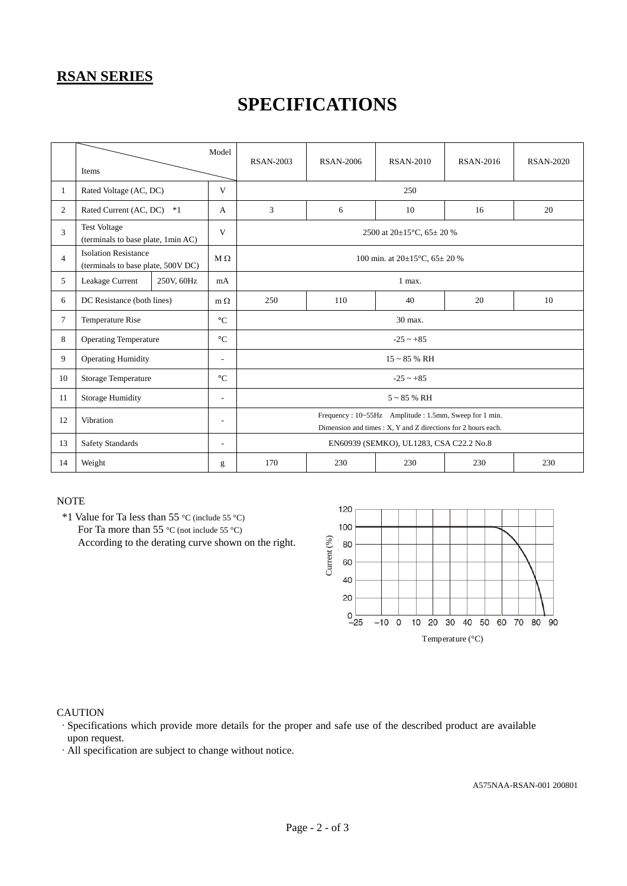**RSAN SERIES**

# SPECIFICATIONS

| | Items / Model | | | RSAN-2003 | RSAN-2006 | RSAN-2010 | RSAN-2016 | RSAN-2020 |
|---|---|---|---|---|---|---|---|---|
| 1 | Rated Voltage (AC, DC) | | V | 250 | | | | |
| 2 | Rated Current (AC, DC) *1 | | A | 3 | 6 | 10 | 16 | 20 |
| 3 | Test Voltage (terminals to base plate, 1min AC) | | V | 2500 at 20±15°C, 65± 20 % | | | | |
| 4 | Isolation Resistance (terminals to base plate, 500V DC) | | M Ω | 100 min. at 20±15°C, 65± 20 % | | | | |
| 5 | Leakage Current | 250V, 60Hz | mA | 1 max. | | | | |
| 6 | DC Resistance (both lines) | | m Ω | 250 | 110 | 40 | 20 | 10 |
| 7 | Temperature Rise | | °C | 30 max. | | | | |
| 8 | Operating Temperature | | °C | -25 ~ +85 | | | | |
| 9 | Operating Humidity | | - | 15 ~ 85 % RH | | | | |
| 10 | Storage Temperature | | °C | -25 ~ +85 | | | | |
| 11 | Storage Humidity | | - | 5 ~ 85 % RH | | | | |
| 12 | Vibration | | - | Frequency : 10~55Hz Amplitude : 1.5mm, Sweep for 1 min. Dimension and times : X, Y and Z directions for 2 hours each. | | | | |
| 13 | Safety Standards | | - | EN60939 (SEMKO), UL1283, CSA C22.2 No.8 | | | | |
| 14 | Weight | | g | 170 | 230 | 230 | 230 | 230 |

NOTE

*1 Value for Ta less than 55 °C (include 55 °C)
For Ta more than 55 °C (not include 55 °C)
According to the derating curve shown on the right.

CAUTION

- Specifications which provide more details for the proper and safe use of the described product are available upon request.
- All specification are subject to change without notice.

A575NAA-RSAN-001 200801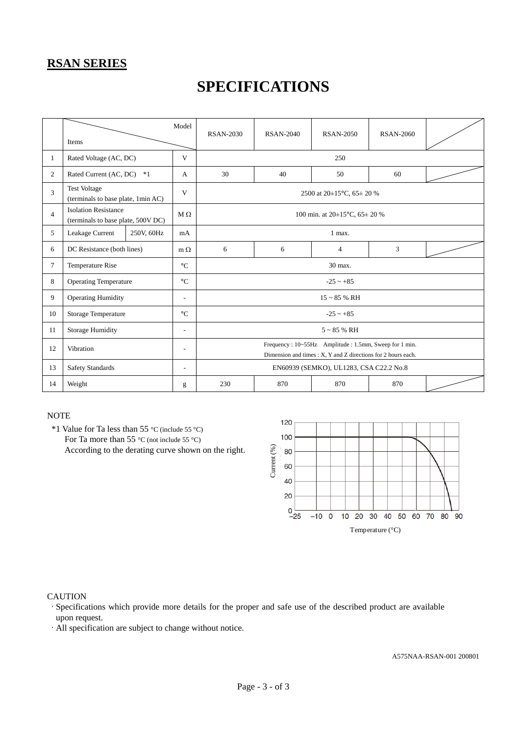## RSAN SERIES

# SPECIFICATIONS

| | Items \ Model | | | RSAN-2030 | RSAN-2040 | RSAN-2050 | RSAN-2060 | |
|---|---|---|---|---|---|---|---|---|
| 1 | Rated Voltage (AC, DC) | | V | 250 | | | | |
| 2 | Rated Current (AC, DC) *1 | | A | 30 | 40 | 50 | 60 | |
| 3 | Test Voltage (terminals to base plate, 1min AC) | | V | 2500 at 20±15°C, 65± 20 % | | | | |
| 4 | Isolation Resistance (terminals to base plate, 500V DC) | | M Ω | 100 min. at 20±15°C, 65± 20 % | | | | |
| 5 | Leakage Current | 250V, 60Hz | mA | 1 max. | | | | |
| 6 | DC Resistance (both lines) | | m Ω | 6 | 6 | 4 | 3 | |
| 7 | Temperature Rise | | °C | 30 max. | | | | |
| 8 | Operating Temperature | | °C | -25 ~ +85 | | | | |
| 9 | Operating Humidity | | - | 15 ~ 85 % RH | | | | |
| 10 | Storage Temperature | | °C | -25 ~ +85 | | | | |
| 11 | Storage Humidity | | - | 5 ~ 85 % RH | | | | |
| 12 | Vibration | | - | Frequency : 10~55Hz Amplitude : 1.5mm, Sweep for 1 min. Dimension and times : X, Y and Z directions for 2 hours each. | | | | |
| 13 | Safety Standards | | - | EN60939 (SEMKO), UL1283, CSA C22.2 No.8 | | | | |
| 14 | Weight | | g | 230 | 870 | 870 | 870 | |

NOTE

*1 Value for Ta less than 55 °C (include 55 °C)
For Ta more than 55 °C (not include 55 °C)
According to the derating curve shown on the right.

Current (%)
120
100
80
60
40
20
0
−25 −10 0 10 20 30 40 50 60 70 80 90
Temperature (°C)

CAUTION

· Specifications which provide more details for the proper and safe use of the described product are available upon request.
· All specification are subject to change without notice.

A575NAA-RSAN-001 200801